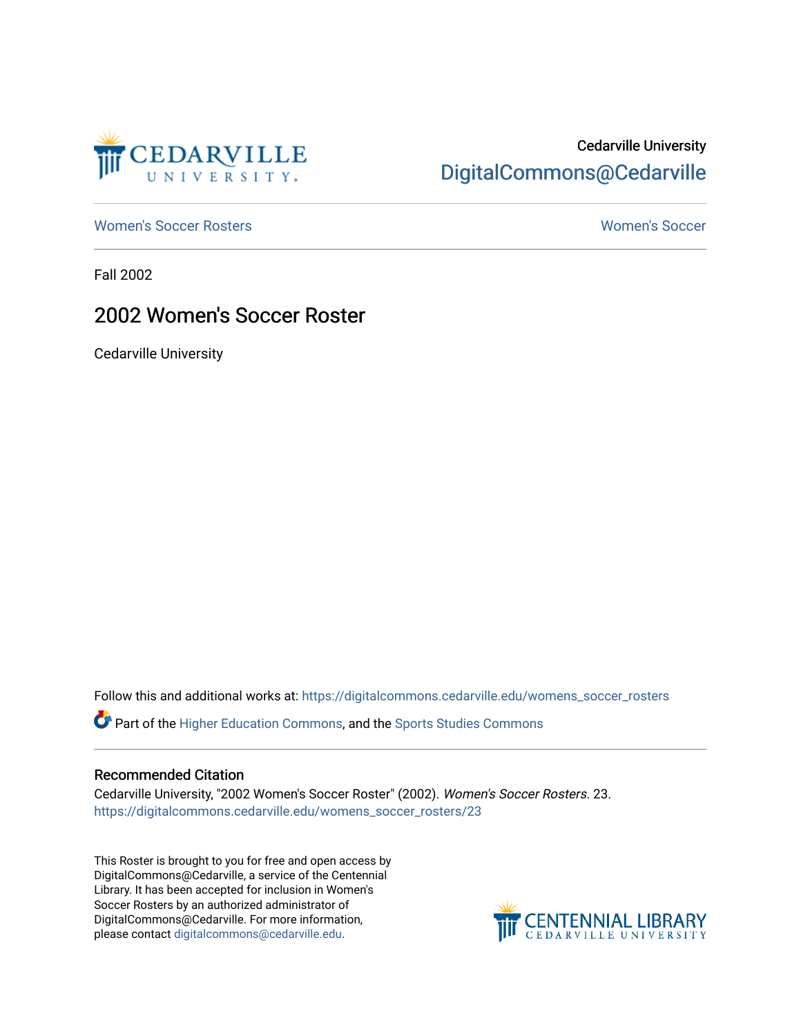Cedarville University
DigitalCommons@Cedarville

Women's Soccer Rosters | Women's Soccer

Fall 2002

# 2002 Women's Soccer Roster

Cedarville University

Follow this and additional works at: https://digitalcommons.cedarville.edu/womens_soccer_rosters

Part of the Higher Education Commons, and the Sports Studies Commons

## Recommended Citation

Cedarville University, "2002 Women's Soccer Roster" (2002). *Women's Soccer Rosters*. 23.
https://digitalcommons.cedarville.edu/womens_soccer_rosters/23

This Roster is brought to you for free and open access by DigitalCommons@Cedarville, a service of the Centennial Library. It has been accepted for inclusion in Women's Soccer Rosters by an authorized administrator of DigitalCommons@Cedarville. For more information, please contact digitalcommons@cedarville.edu.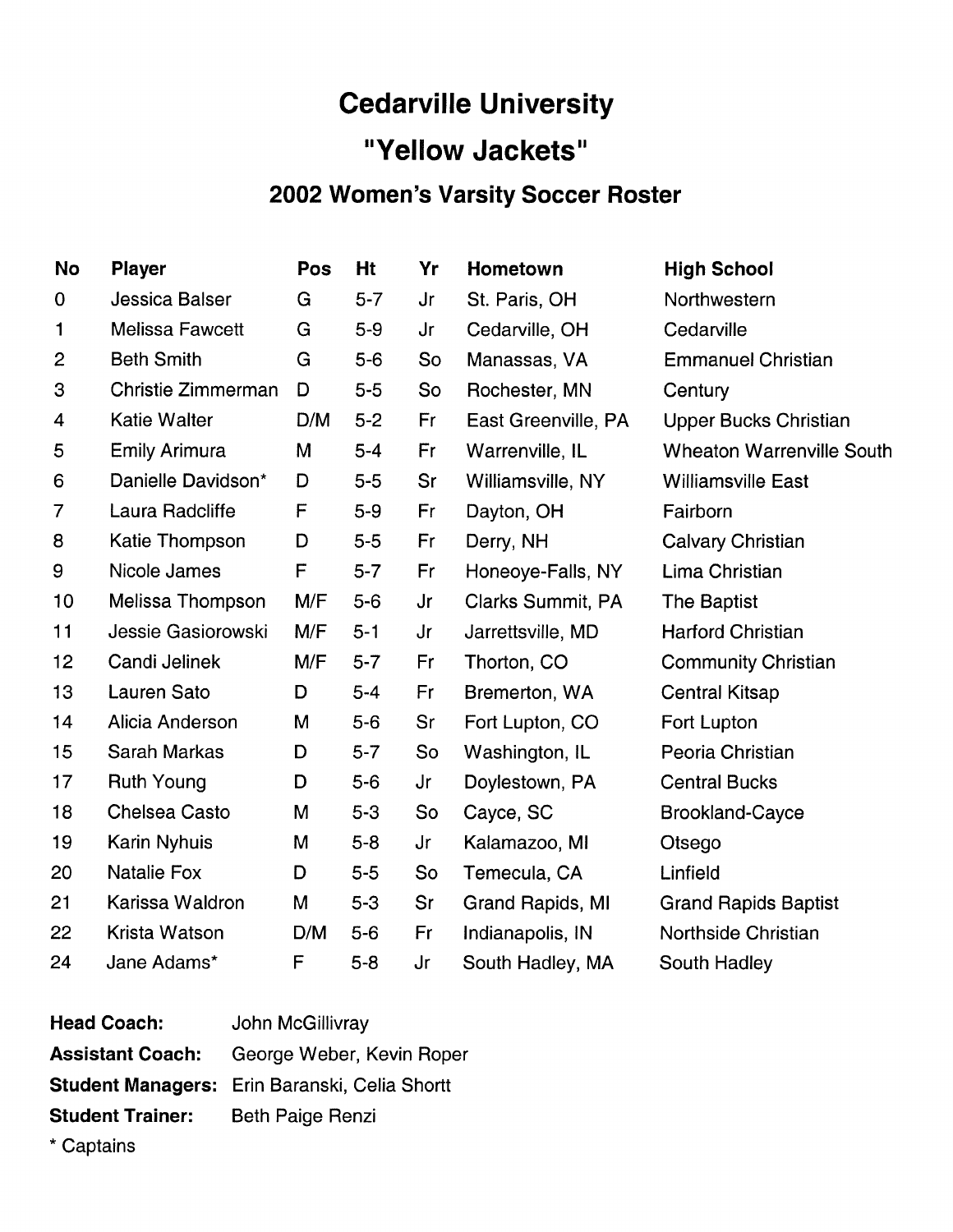# Cedarville University

## "Yellow Jackets"

### 2002 Women's Varsity Soccer Roster

| No | Player | Pos | Ht | Yr | Hometown | High School |
|---|---|---|---|---|---|---|
| 0 | Jessica Balser | G | 5-7 | Jr | St. Paris, OH | Northwestern |
| 1 | Melissa Fawcett | G | 5-9 | Jr | Cedarville, OH | Cedarville |
| 2 | Beth Smith | G | 5-6 | So | Manassas, VA | Emmanuel Christian |
| 3 | Christie Zimmerman | D | 5-5 | So | Rochester, MN | Century |
| 4 | Katie Walter | D/M | 5-2 | Fr | East Greenville, PA | Upper Bucks Christian |
| 5 | Emily Arimura | M | 5-4 | Fr | Warrenville, IL | Wheaton Warrenville South |
| 6 | Danielle Davidson* | D | 5-5 | Sr | Williamsville, NY | Williamsville East |
| 7 | Laura Radcliffe | F | 5-9 | Fr | Dayton, OH | Fairborn |
| 8 | Katie Thompson | D | 5-5 | Fr | Derry, NH | Calvary Christian |
| 9 | Nicole James | F | 5-7 | Fr | Honeoye-Falls, NY | Lima Christian |
| 10 | Melissa Thompson | M/F | 5-6 | Jr | Clarks Summit, PA | The Baptist |
| 11 | Jessie Gasiorowski | M/F | 5-1 | Jr | Jarrettsville, MD | Harford Christian |
| 12 | Candi Jelinek | M/F | 5-7 | Fr | Thorton, CO | Community Christian |
| 13 | Lauren Sato | D | 5-4 | Fr | Bremerton, WA | Central Kitsap |
| 14 | Alicia Anderson | M | 5-6 | Sr | Fort Lupton, CO | Fort Lupton |
| 15 | Sarah Markas | D | 5-7 | So | Washington, IL | Peoria Christian |
| 17 | Ruth Young | D | 5-6 | Jr | Doylestown, PA | Central Bucks |
| 18 | Chelsea Casto | M | 5-3 | So | Cayce, SC | Brookland-Cayce |
| 19 | Karin Nyhuis | M | 5-8 | Jr | Kalamazoo, MI | Otsego |
| 20 | Natalie Fox | D | 5-5 | So | Temecula, CA | Linfield |
| 21 | Karissa Waldron | M | 5-3 | Sr | Grand Rapids, MI | Grand Rapids Baptist |
| 22 | Krista Watson | D/M | 5-6 | Fr | Indianapolis, IN | Northside Christian |
| 24 | Jane Adams* | F | 5-8 | Jr | South Hadley, MA | South Hadley |

**Head Coach:** John McGillivray

**Assistant Coach:** George Weber, Kevin Roper

**Student Managers:** Erin Baranski, Celia Shortt

**Student Trainer:** Beth Paige Renzi

* Captains